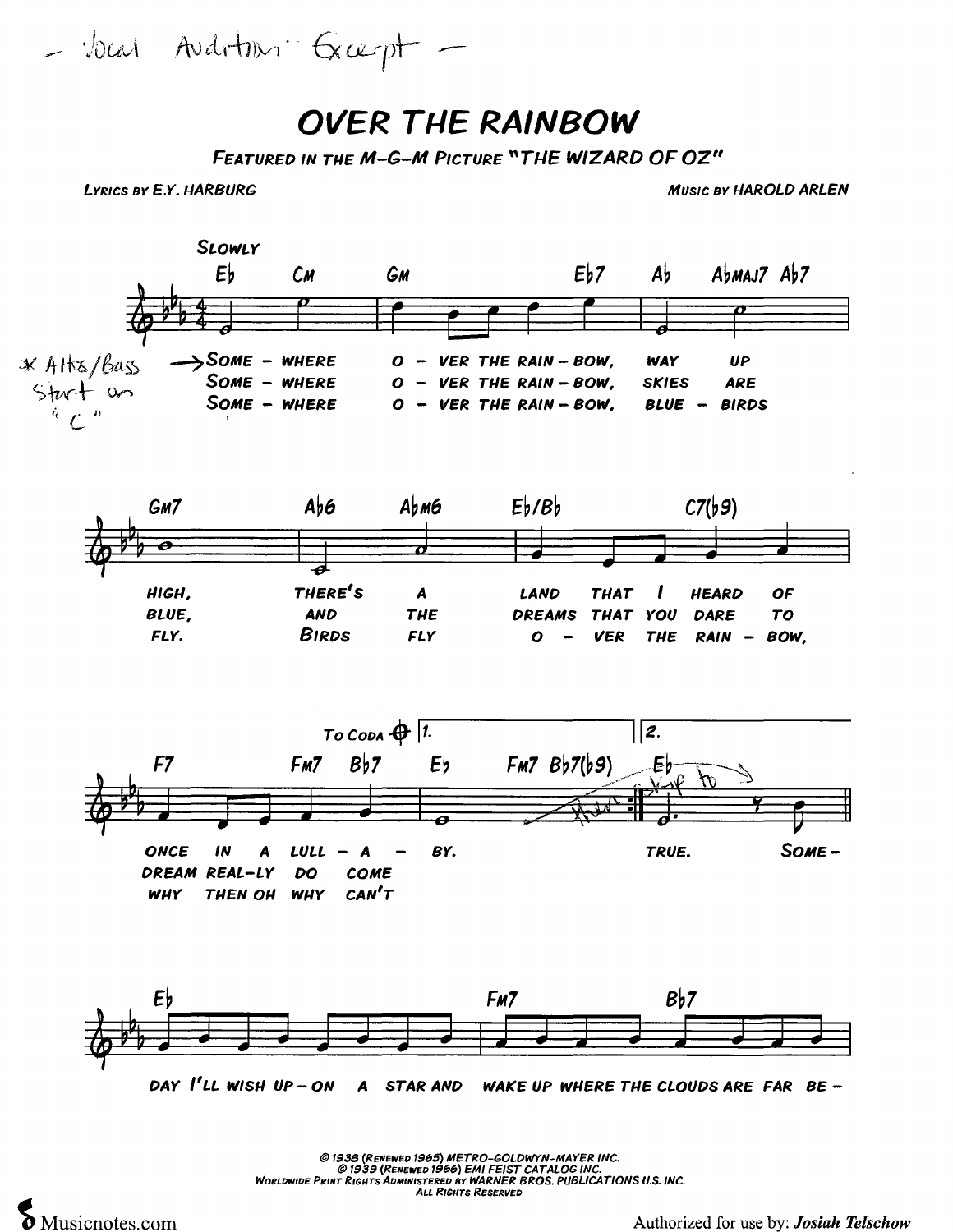– Vocal Audition Excerpt –

# OVER THE RAINBOW

**FEATURED IN THE M-G-M PICTURE "THE WIZARD OF OZ"**

LYRICS BY E.Y. HARBURG

MUSIC BY HAROLD ARLEN

SLOWLY

Eb CM GM Eb7 Ab AbMAJ7 Ab7

\* Altos/Bass Start on "C"

→ SOME – WHERE O – VER THE RAIN – BOW, WAY UP
SOME – WHERE O – VER THE RAIN – BOW, SKIES ARE
SOME – WHERE O – VER THE RAIN – BOW, BLUE – BIRDS

GM7 Ab6 AbM6 Eb/Bb C7(b9)

HIGH, THERE'S A LAND THAT I HEARD OF
BLUE, AND THE DREAMS THAT YOU DARE TO
FLY. BIRDS FLY O – VER THE RAIN – BOW,

TO CODA ⊕ 1. 2.

F7 FM7 Bb7 Eb FM7 Bb7(b9) Eb

ONCE IN A LULL – A – BY. TRUE. SOME –
DREAM REAL–LY DO COME
WHY THEN OH WHY CAN'T

Eb FM7 Bb7

DAY I'LL WISH UP – ON A STAR AND WAKE UP WHERE THE CLOUDS ARE FAR BE –

© 1938 (RENEWED 1965) METRO-GOLDWYN-MAYER INC.
© 1939 (RENEWED 1966) EMI FEIST CATALOG INC.
WORLDWIDE PRINT RIGHTS ADMINISTERED BY WARNER BROS. PUBLICATIONS U.S. INC.
ALL RIGHTS RESERVED

Musicnotes.com

Authorized for use by: Josiah Telschow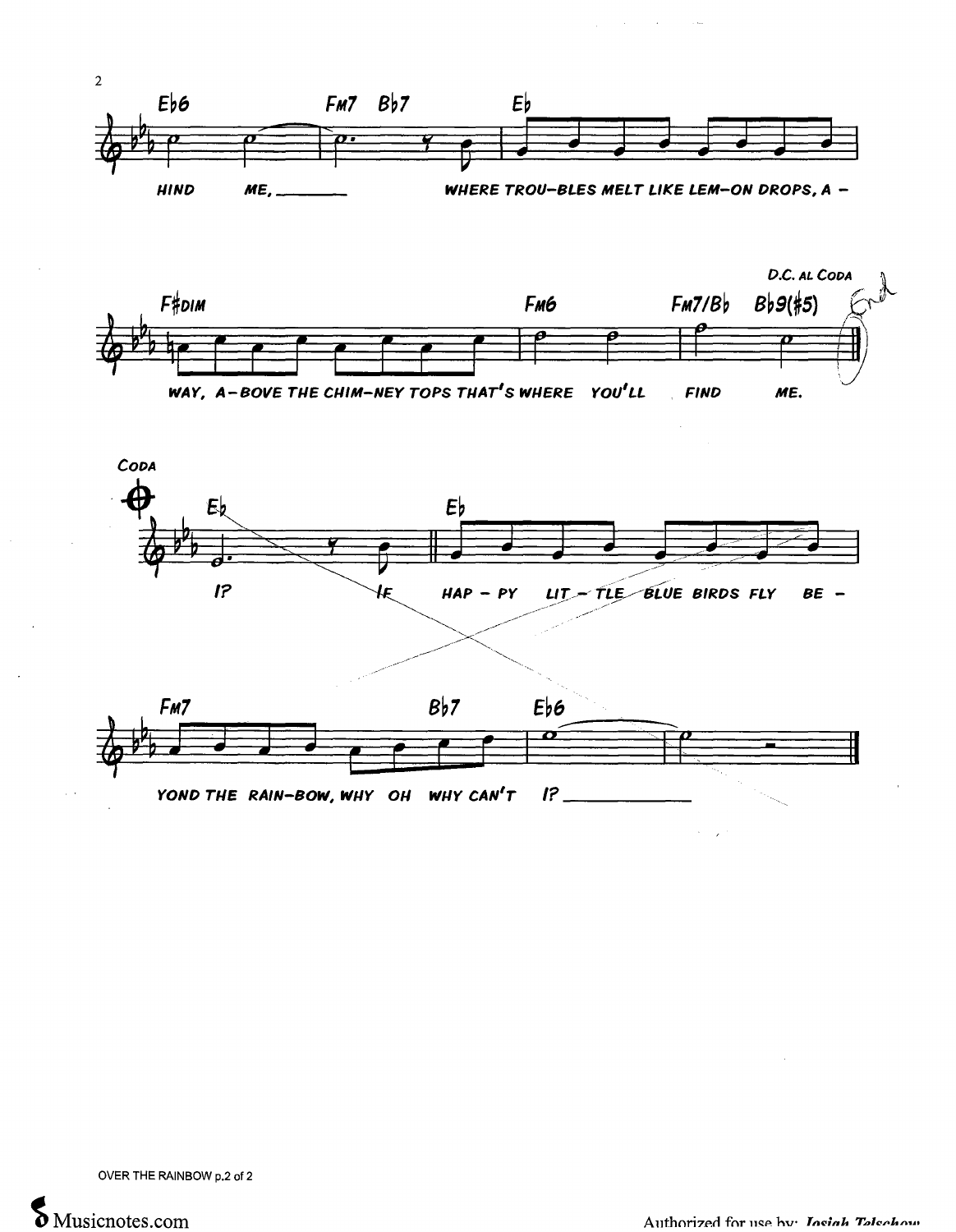Eb6 Fm7 Bb7 Eb

HIND ME, ____ WHERE TROU-BLES MELT LIKE LEM-ON DROPS, A -

D.C. AL CODA

F#DIM Fm6 Fm7/Bb Bb9(#5)

WAY, A-BOVE THE CHIM-NEY TOPS THAT'S WHERE YOU'LL FIND ME.

CODA

Eb Eb

I? IF HAP - PY LIT - TLE BLUE BIRDS FLY BE -

Fm7 Bb7 Eb6

YOND THE RAIN-BOW, WHY OH WHY CAN'T I? ____